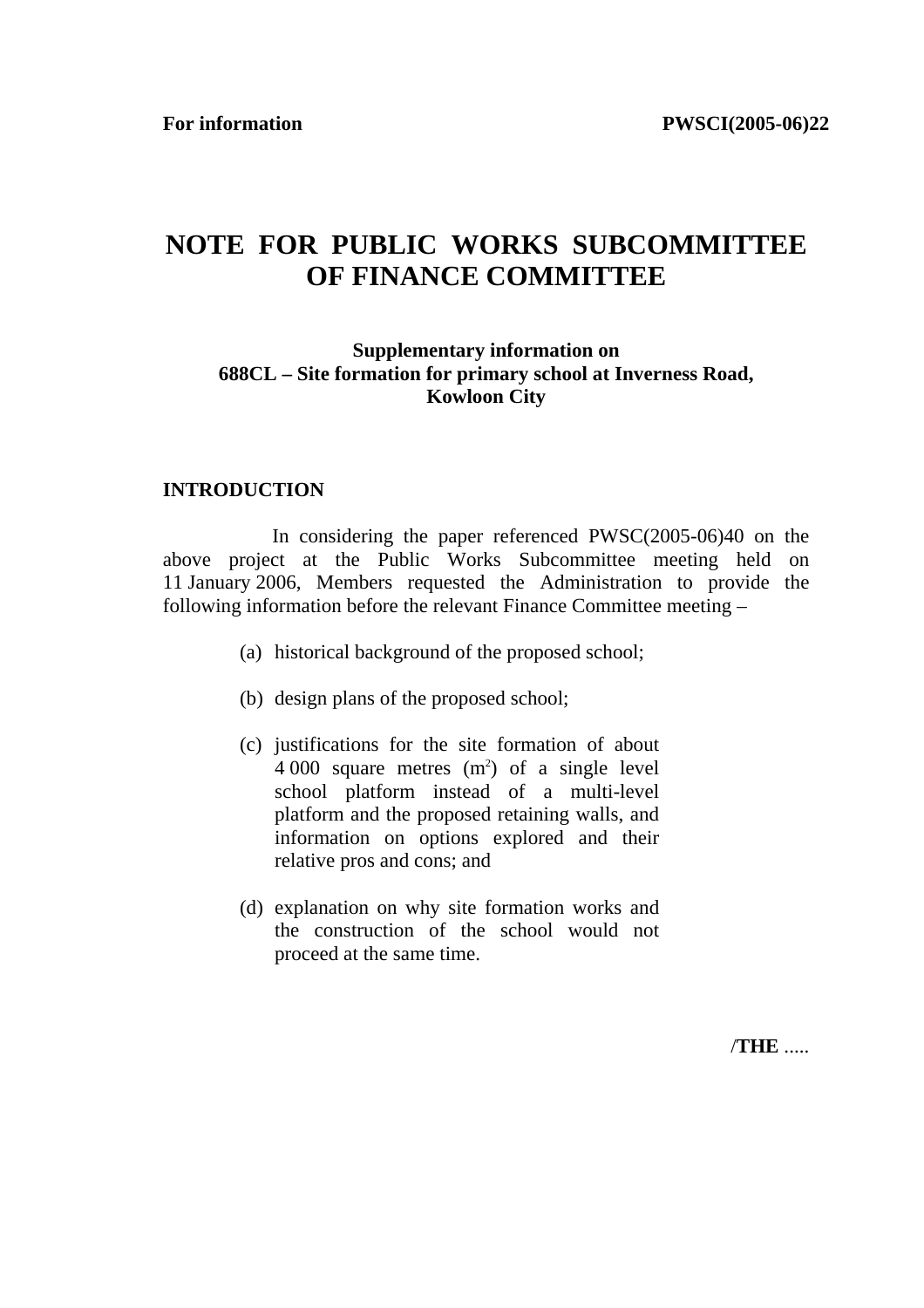**For information** **PWSCI(2005-06)22**

# NOTE FOR PUBLIC WORKS SUBCOMMITTEE OF FINANCE COMMITTEE

**Supplementary information on**
**688CL – Site formation for primary school at Inverness Road, Kowloon City**

## INTRODUCTION

In considering the paper referenced PWSC(2005-06)40 on the above project at the Public Works Subcommittee meeting held on 11 January 2006, Members requested the Administration to provide the following information before the relevant Finance Committee meeting –

(a) historical background of the proposed school;

(b) design plans of the proposed school;

(c) justifications for the site formation of about 4 000 square metres ($m^2$) of a single level school platform instead of a multi-level platform and the proposed retaining walls, and information on options explored and their relative pros and cons; and

(d) explanation on why site formation works and the construction of the school would not proceed at the same time.

/**THE** .....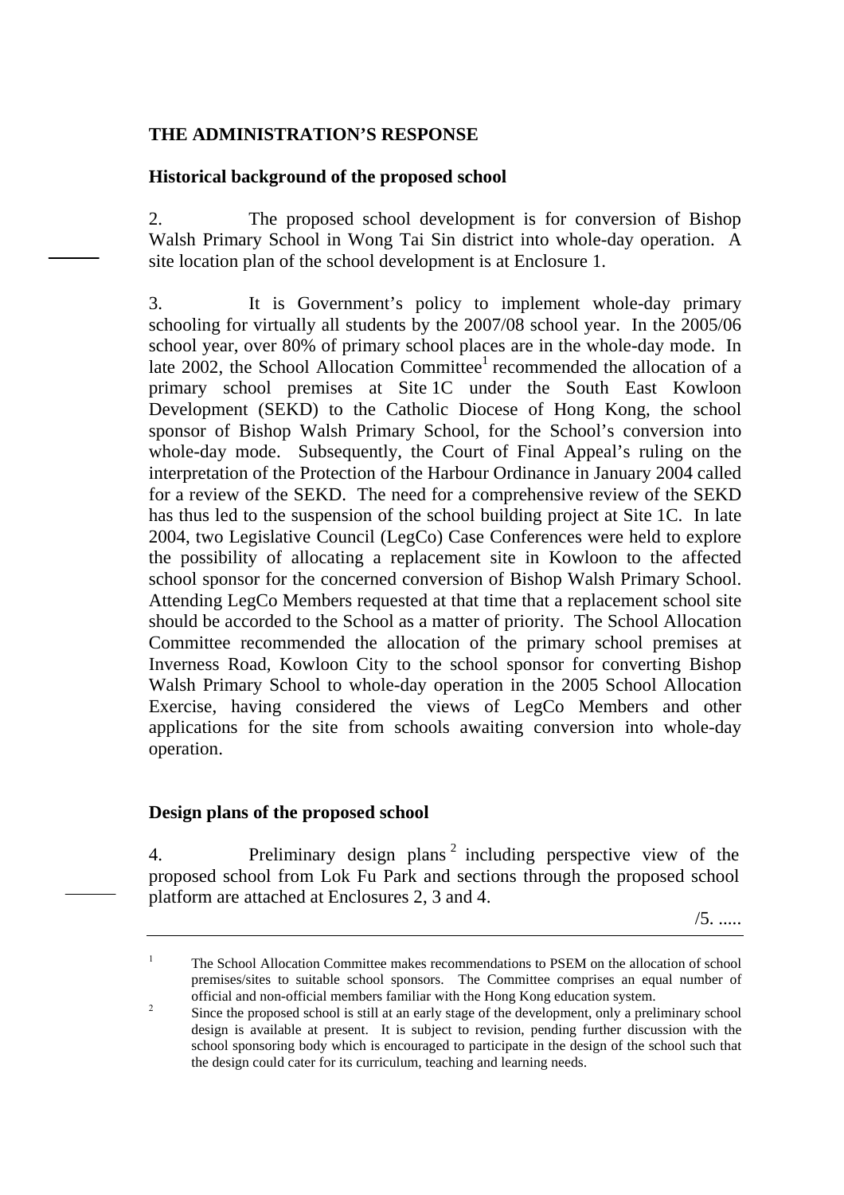**THE ADMINISTRATION'S RESPONSE**

**Historical background of the proposed school**

2. The proposed school development is for conversion of Bishop Walsh Primary School in Wong Tai Sin district into whole-day operation. A site location plan of the school development is at Enclosure 1.

3. It is Government's policy to implement whole-day primary schooling for virtually all students by the 2007/08 school year. In the 2005/06 school year, over 80% of primary school places are in the whole-day mode. In late 2002, the School Allocation Committee[1] recommended the allocation of a primary school premises at Site 1C under the South East Kowloon Development (SEKD) to the Catholic Diocese of Hong Kong, the school sponsor of Bishop Walsh Primary School, for the School's conversion into whole-day mode. Subsequently, the Court of Final Appeal's ruling on the interpretation of the Protection of the Harbour Ordinance in January 2004 called for a review of the SEKD. The need for a comprehensive review of the SEKD has thus led to the suspension of the school building project at Site 1C. In late 2004, two Legislative Council (LegCo) Case Conferences were held to explore the possibility of allocating a replacement site in Kowloon to the affected school sponsor for the concerned conversion of Bishop Walsh Primary School. Attending LegCo Members requested at that time that a replacement school site should be accorded to the School as a matter of priority. The School Allocation Committee recommended the allocation of the primary school premises at Inverness Road, Kowloon City to the school sponsor for converting Bishop Walsh Primary School to whole-day operation in the 2005 School Allocation Exercise, having considered the views of LegCo Members and other applications for the site from schools awaiting conversion into whole-day operation.

**Design plans of the proposed school**

4. Preliminary design plans[2] including perspective view of the proposed school from Lok Fu Park and sections through the proposed school platform are attached at Enclosures 2, 3 and 4.

/5. .....

---

[1] The School Allocation Committee makes recommendations to PSEM on the allocation of school premises/sites to suitable school sponsors. The Committee comprises an equal number of official and non-official members familiar with the Hong Kong education system.

[2] Since the proposed school is still at an early stage of the development, only a preliminary school design is available at present. It is subject to revision, pending further discussion with the school sponsoring body which is encouraged to participate in the design of the school such that the design could cater for its curriculum, teaching and learning needs.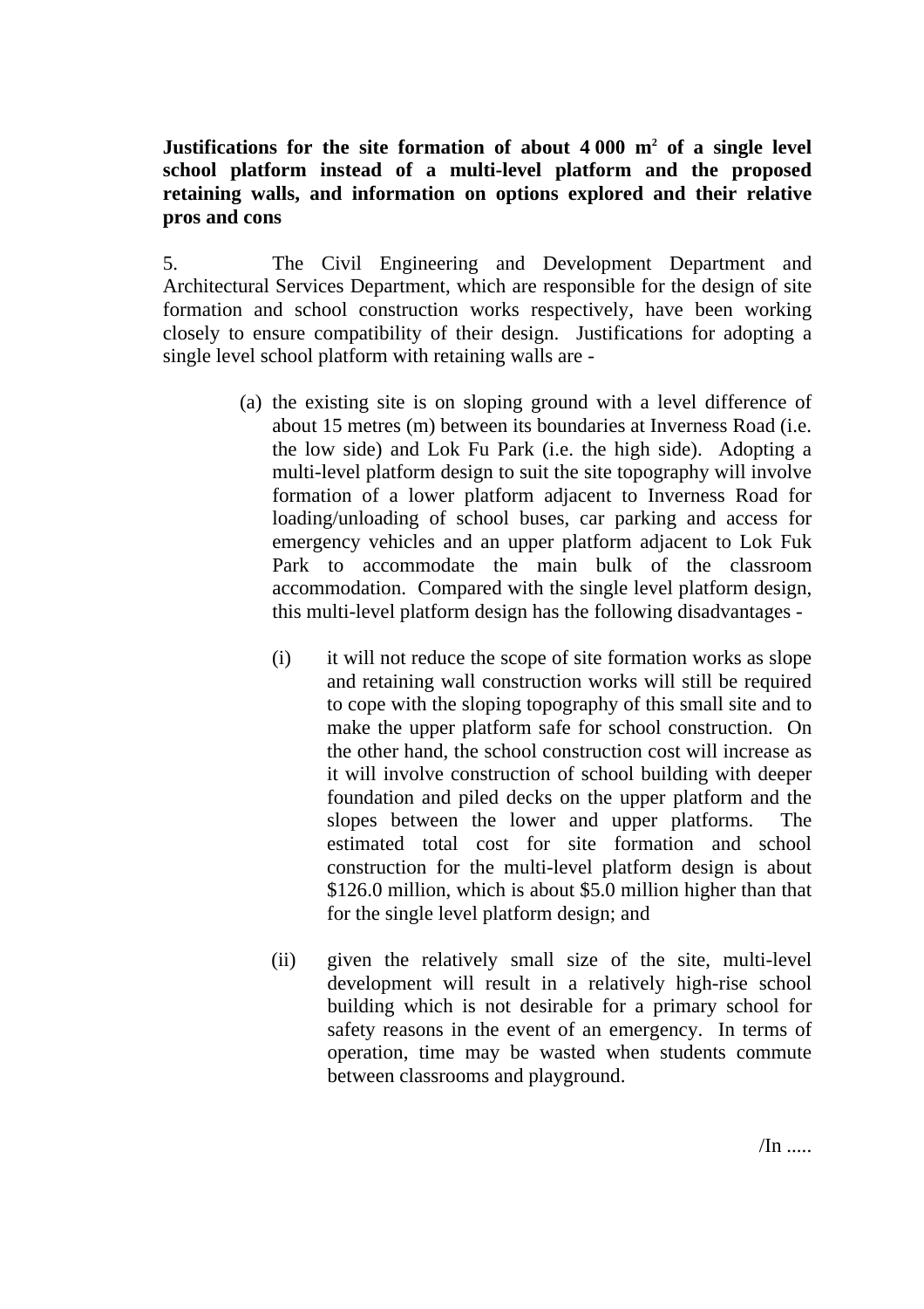**Justifications for the site formation of about 4 000 m$^2$ of a single level school platform instead of a multi-level platform and the proposed retaining walls, and information on options explored and their relative pros and cons**

5. The Civil Engineering and Development Department and Architectural Services Department, which are responsible for the design of site formation and school construction works respectively, have been working closely to ensure compatibility of their design. Justifications for adopting a single level school platform with retaining walls are -

(a) the existing site is on sloping ground with a level difference of about 15 metres (m) between its boundaries at Inverness Road (i.e. the low side) and Lok Fu Park (i.e. the high side). Adopting a multi-level platform design to suit the site topography will involve formation of a lower platform adjacent to Inverness Road for loading/unloading of school buses, car parking and access for emergency vehicles and an upper platform adjacent to Lok Fuk Park to accommodate the main bulk of the classroom accommodation. Compared with the single level platform design, this multi-level platform design has the following disadvantages -

(i) it will not reduce the scope of site formation works as slope and retaining wall construction works will still be required to cope with the sloping topography of this small site and to make the upper platform safe for school construction. On the other hand, the school construction cost will increase as it will involve construction of school building with deeper foundation and piled decks on the upper platform and the slopes between the lower and upper platforms. The estimated total cost for site formation and school construction for the multi-level platform design is about $126.0 million, which is about $5.0 million higher than that for the single level platform design; and

(ii) given the relatively small size of the site, multi-level development will result in a relatively high-rise school building which is not desirable for a primary school for safety reasons in the event of an emergency. In terms of operation, time may be wasted when students commute between classrooms and playground.

/In .....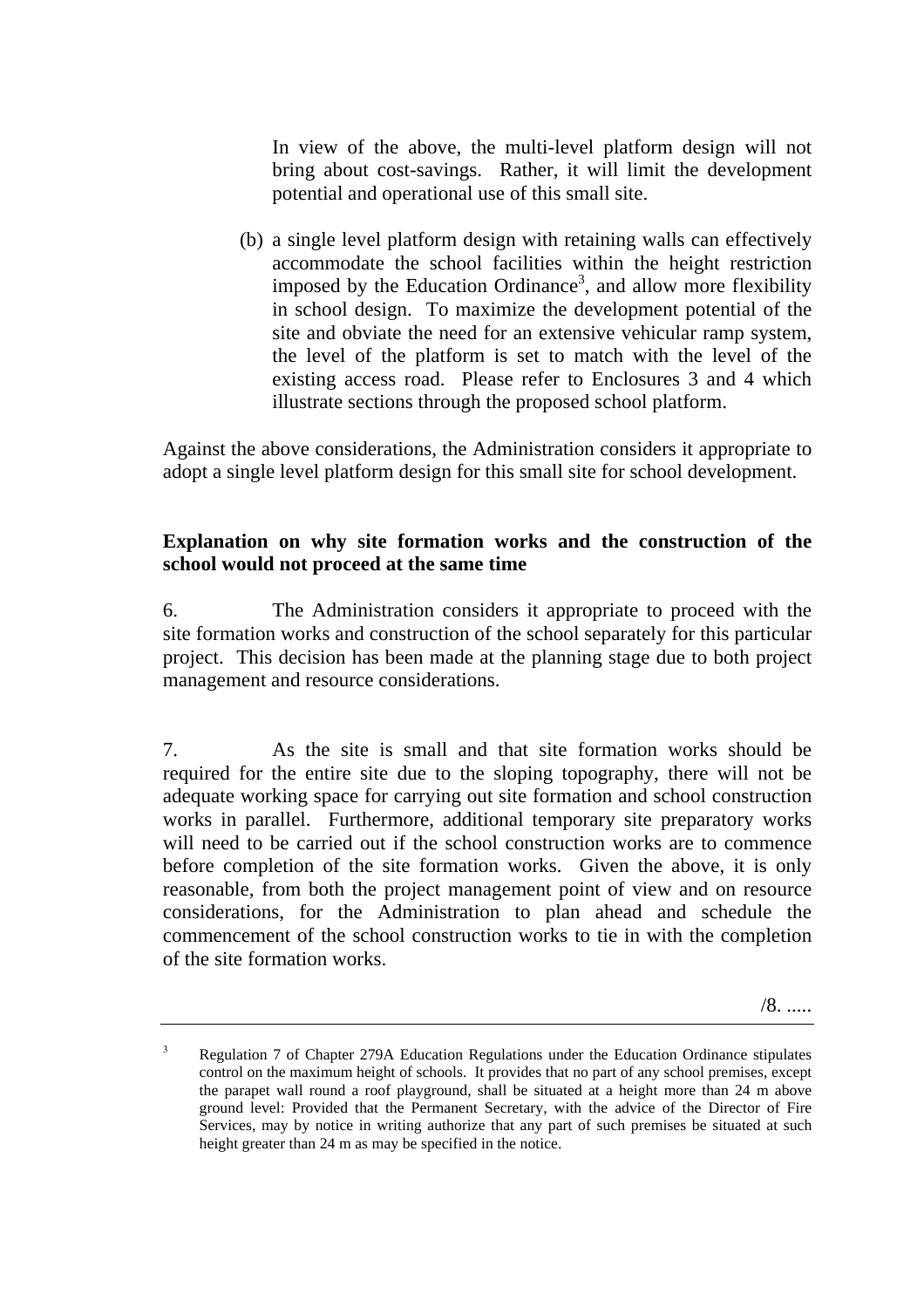In view of the above, the multi-level platform design will not bring about cost-savings. Rather, it will limit the development potential and operational use of this small site.

(b) a single level platform design with retaining walls can effectively accommodate the school facilities within the height restriction imposed by the Education Ordinance[3], and allow more flexibility in school design. To maximize the development potential of the site and obviate the need for an extensive vehicular ramp system, the level of the platform is set to match with the level of the existing access road. Please refer to Enclosures 3 and 4 which illustrate sections through the proposed school platform.

Against the above considerations, the Administration considers it appropriate to adopt a single level platform design for this small site for school development.

**Explanation on why site formation works and the construction of the school would not proceed at the same time**

6. The Administration considers it appropriate to proceed with the site formation works and construction of the school separately for this particular project. This decision has been made at the planning stage due to both project management and resource considerations.

7. As the site is small and that site formation works should be required for the entire site due to the sloping topography, there will not be adequate working space for carrying out site formation and school construction works in parallel. Furthermore, additional temporary site preparatory works will need to be carried out if the school construction works are to commence before completion of the site formation works. Given the above, it is only reasonable, from both the project management point of view and on resource considerations, for the Administration to plan ahead and schedule the commencement of the school construction works to tie in with the completion of the site formation works.

/8. .....

[3] Regulation 7 of Chapter 279A Education Regulations under the Education Ordinance stipulates control on the maximum height of schools. It provides that no part of any school premises, except the parapet wall round a roof playground, shall be situated at a height more than 24 m above ground level: Provided that the Permanent Secretary, with the advice of the Director of Fire Services, may by notice in writing authorize that any part of such premises be situated at such height greater than 24 m as may be specified in the notice.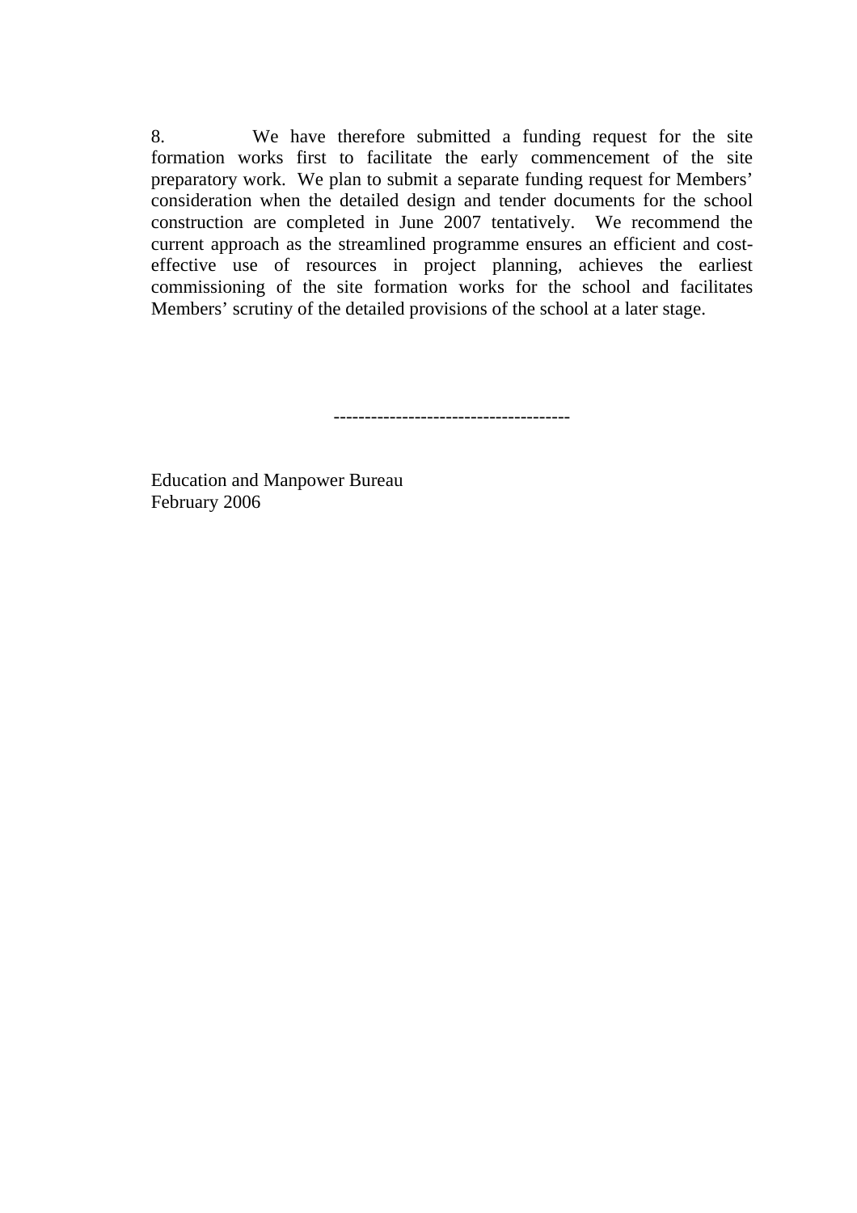8. We have therefore submitted a funding request for the site formation works first to facilitate the early commencement of the site preparatory work. We plan to submit a separate funding request for Members' consideration when the detailed design and tender documents for the school construction are completed in June 2007 tentatively. We recommend the current approach as the streamlined programme ensures an efficient and cost-effective use of resources in project planning, achieves the earliest commissioning of the site formation works for the school and facilitates Members' scrutiny of the detailed provisions of the school at a later stage.

-------------------------------------

Education and Manpower Bureau
February 2006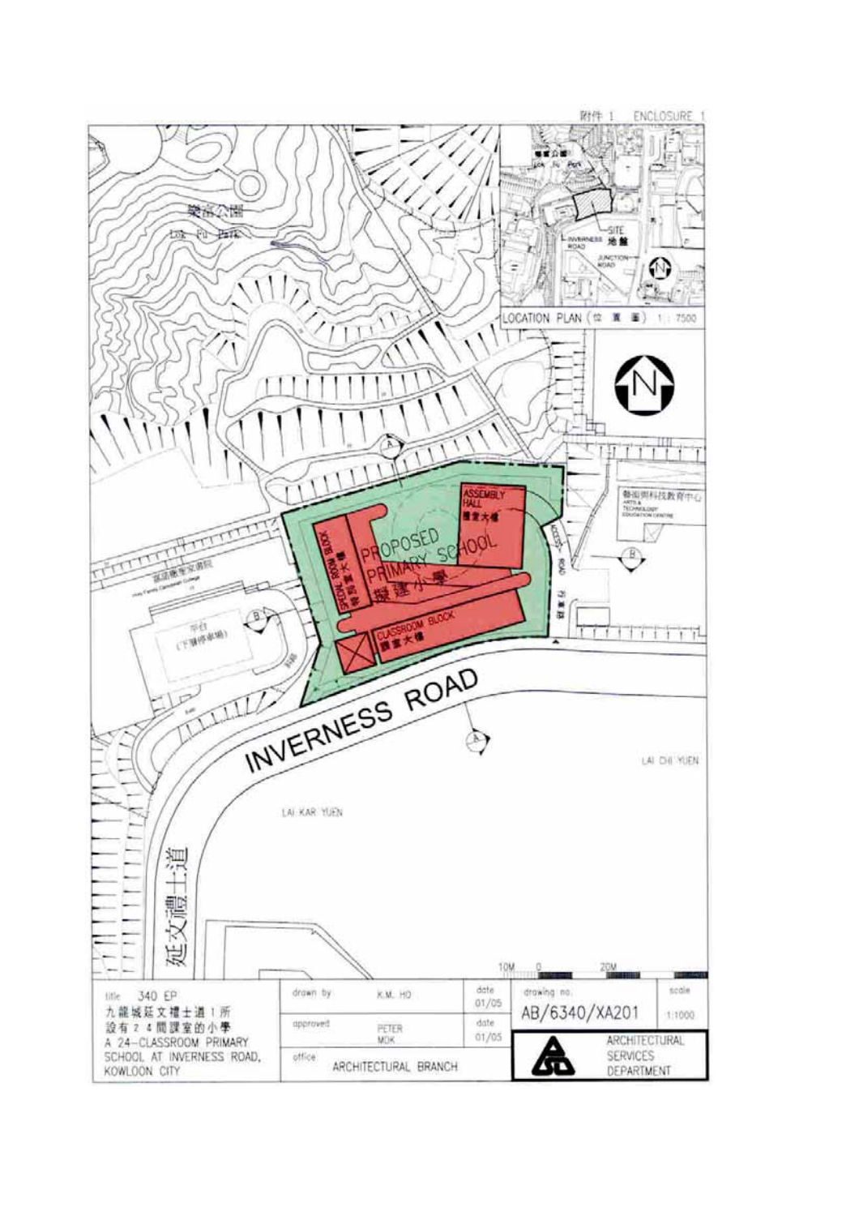附件 1 ENCLOSURE 1

樂富公園
Lok Fu Park

LOCATION PLAN (位 置 圖) 1 : 7500

SITE 地盤

INVERNESS ROAD

JUNCTION ROAD

ASSEMBLY HALL 禮堂大樓

PROPOSED PRIMARY SCHOOL 擬建小學

SPECIAL ROOM BLOCK 特別室大樓

CLASSROOM BLOCK 課室大樓

ACCESS ROAD 行車路

藝術與科技教育中心 ARTS & TECHNOLOGY EDUCATION CENTRE

聖家庭書院 Holy Family Canossian College

平台 (下層停車場)

INVERNESS ROAD

延文禮士道

LAI KAR YUEN

LAI CHI YUEN

10M 0 20M

| | | | | |
|---|---|---|---|---|
| title 340 EP 九龍城延文禮士道 1 所設有 2 4 間課室的小學 A 24-CLASSROOM PRIMARY SCHOOL AT INVERNESS ROAD, KOWLOON CITY | drawn by K.M. HO | date 01/05 | drawing no. AB/6340/XA201 | scale 1:1000 |
| | approved PETER MOK | date 01/05 | ARCHITECTURAL SERVICES DEPARTMENT | |
| | office ARCHITECTURAL BRANCH | | | |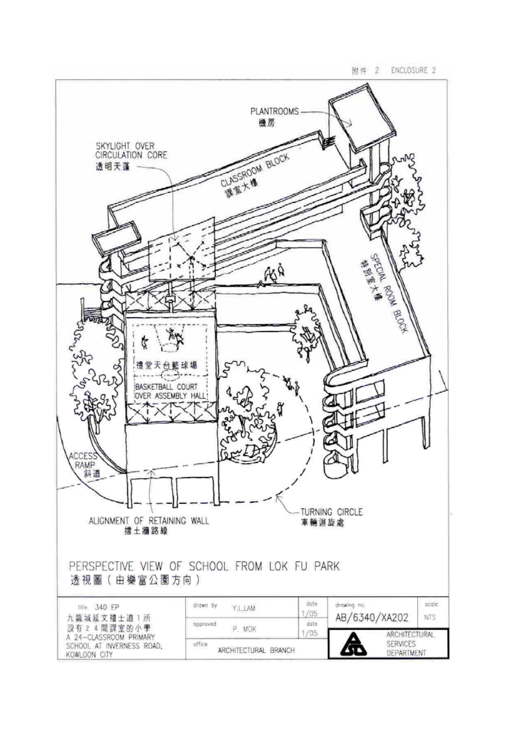附件 2 ENCLOSURE 2

PLANTROOMS
機房

SKYLIGHT OVER CIRCULATION CORE
透明天蓬

CLASSROOM BLOCK
課室大樓

SPECIAL ROOM BLOCK
特別室大樓

禮堂天台籃球場
BASKETBALL COURT OVER ASSEMBLY HALL

ACCESS RAMP
斜道

ALIGNMENT OF RETAINING WALL
擋土牆路線

TURNING CIRCLE
車輛迴旋處

PERSPECTIVE VIEW OF SCHOOL FROM LOK FU PARK
透視圖（由樂富公園方向）

| | | | | | |
|---|---|---|---|---|---|
| title 340 EP<br>九龍城延文禮士道1所設有24間課室的小學<br>A 24-CLASSROOM PRIMARY SCHOOL AT INVERNESS ROAD, KOWLOON CITY | drawn by Y.L.LAM | date 1/05 | drawing no. AB/6340/XA202 | scale NTS |
| | approved P. MOK | date 1/05 | ARCHITECTURAL SERVICES DEPARTMENT | |
| | office ARCHITECTURAL BRANCH | | | |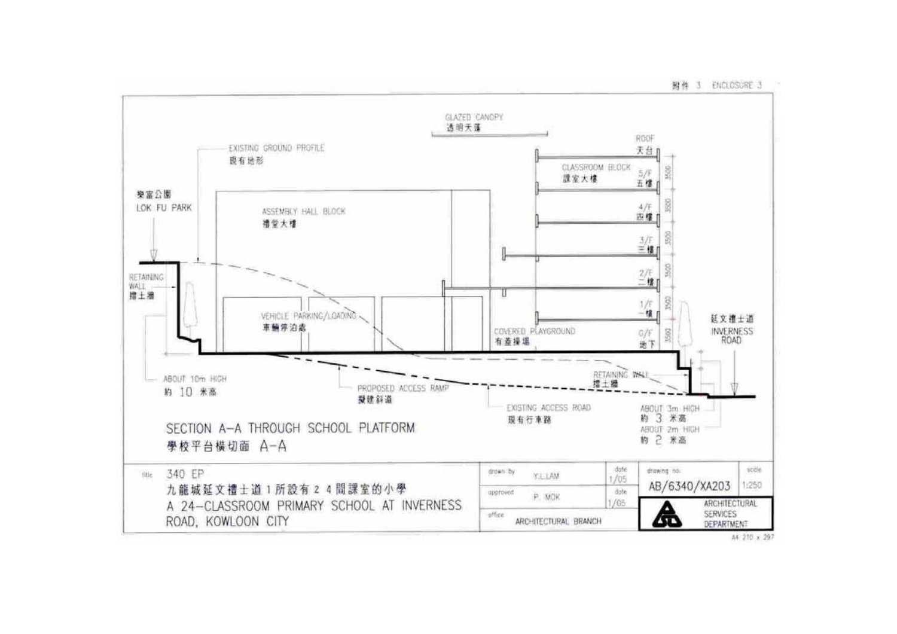附件 3 ENCLOSURE 3

GLAZED CANOPY
透明天篷

EXISTING GROUND PROFILE
現有地形

樂富公園
LOK FU PARK

ASSEMBLY HALL BLOCK
禮堂大樓

CLASSROOM BLOCK
課室大樓

ROOF
天台

5/F
五樓

4/F
四樓

3/F
三樓

2/F
二樓

1/F
一樓

G/F
地下

3500

3500

3500

3500

3500

3500

RETAINING WALL
擋土牆

VEHICLE PARKING/LOADING
車輛停泊處

COVERED PLAYGROUND
有蓋操場

延文禮士道
INVERNESS ROAD

ABOUT 10m HIGH
約 10 米高

PROPOSED ACCESS RAMP
擬建斜道

RETAINING WALL
擋土牆

EXISTING ACCESS ROAD
現有行車路

ABOUT 3m HIGH
約 3 米高

ABOUT 2m HIGH
約 2 米高

SECTION A–A THROUGH SCHOOL PLATFORM
學校平台橫切面 A–A

| | | | | | |
|---|---|---|---|---|---|
| title | 340 EP<br>九龍城延文禮士道 1 所設有 2 4 間課室的小學<br>A 24-CLASSROOM PRIMARY SCHOOL AT INVERNESS ROAD, KOWLOON CITY | drawn by Y.L.LAM | date 1/05 | drawing no: AB/6340/XA203 | scale 1:250 |
| | | approved P. MOK | date 1/05 | ARCHITECTURAL SERVICES DEPARTMENT | |
| | | office ARCHITECTURAL BRANCH | | | |

A4 210 x 297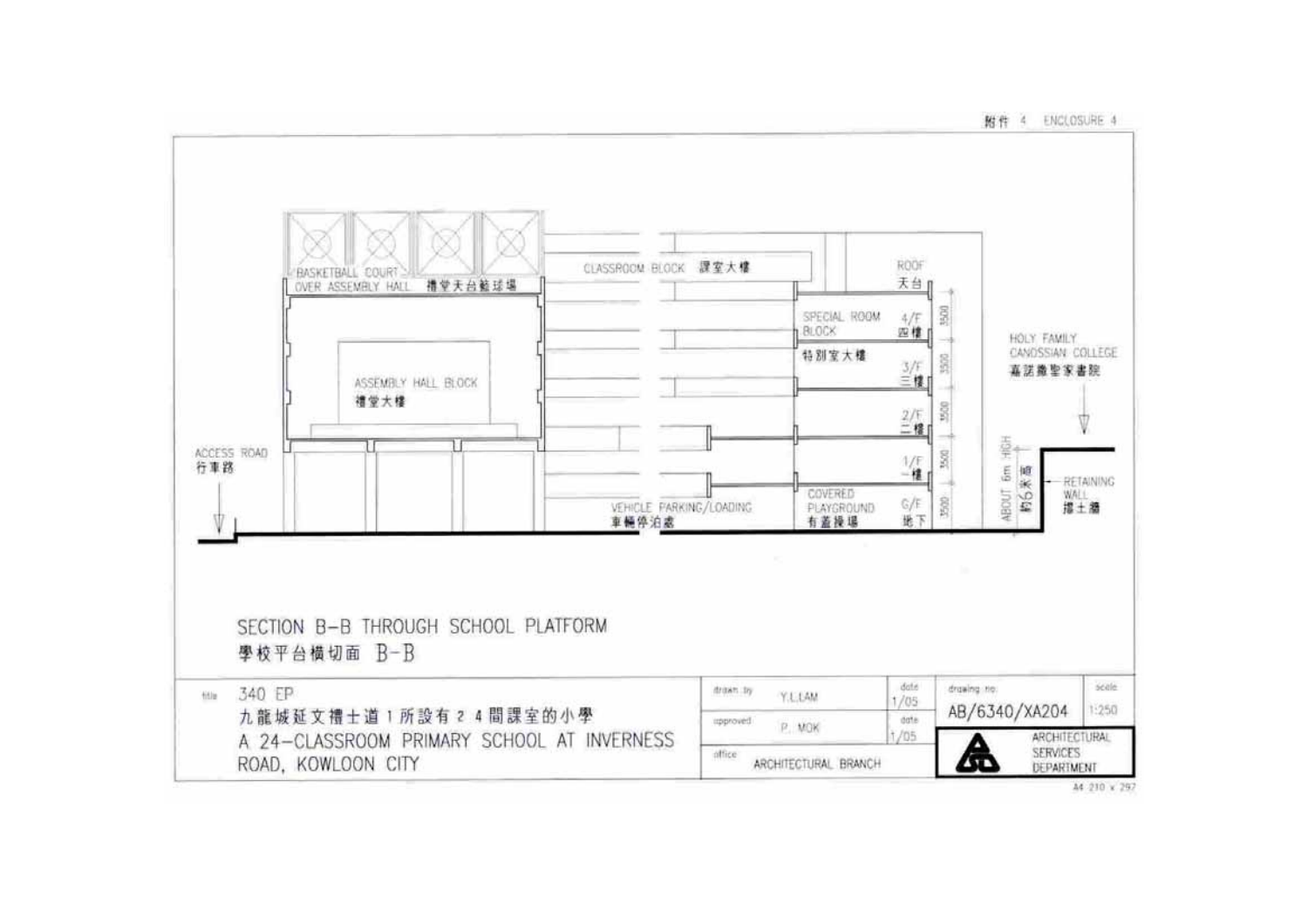附件 4 ENCLOSURE 4

BASKETBALL COURT OVER ASSEMBLY HALL 禮堂天台籃球場

CLASSROOM BLOCK 課室大樓

ROOF 天台

SPECIAL ROOM BLOCK 特別室大樓

4/F 四樓

3/F 三樓

2/F 二樓

1/F 一樓

G/F 地下

3500

3500

3500

3500

3500

ASSEMBLY HALL BLOCK 禮堂大樓

ACCESS ROAD 行車路

VEHICLE PARKING/LOADING 車輛停泊處

COVERED PLAYGROUND 有蓋操場

HOLY FAMILY CANOSSIAN COLLEGE 嘉諾撒聖家書院

ABOUT 6m HIGH 約6米高

RETAINING WALL 擋土牆

SECTION B–B THROUGH SCHOOL PLATFORM

學校平台橫切面 B–B

| | | | | | |
|---|---|---|---|---|---|
| title | 340 EP<br>九龍城延文禮士道1所設有24間課室的小學<br>A 24-CLASSROOM PRIMARY SCHOOL AT INVERNESS ROAD, KOWLOON CITY | drawn by: Y.L.LAM | date: 1/05 | drawing no.: AB/6340/XA204 | scale: 1:250 |
| | | approved: P. MOK | date: 1/05 | ARCHITECTURAL SERVICES DEPARTMENT | |
| | | office: ARCHITECTURAL BRANCH | | | |

A4 210 x 297